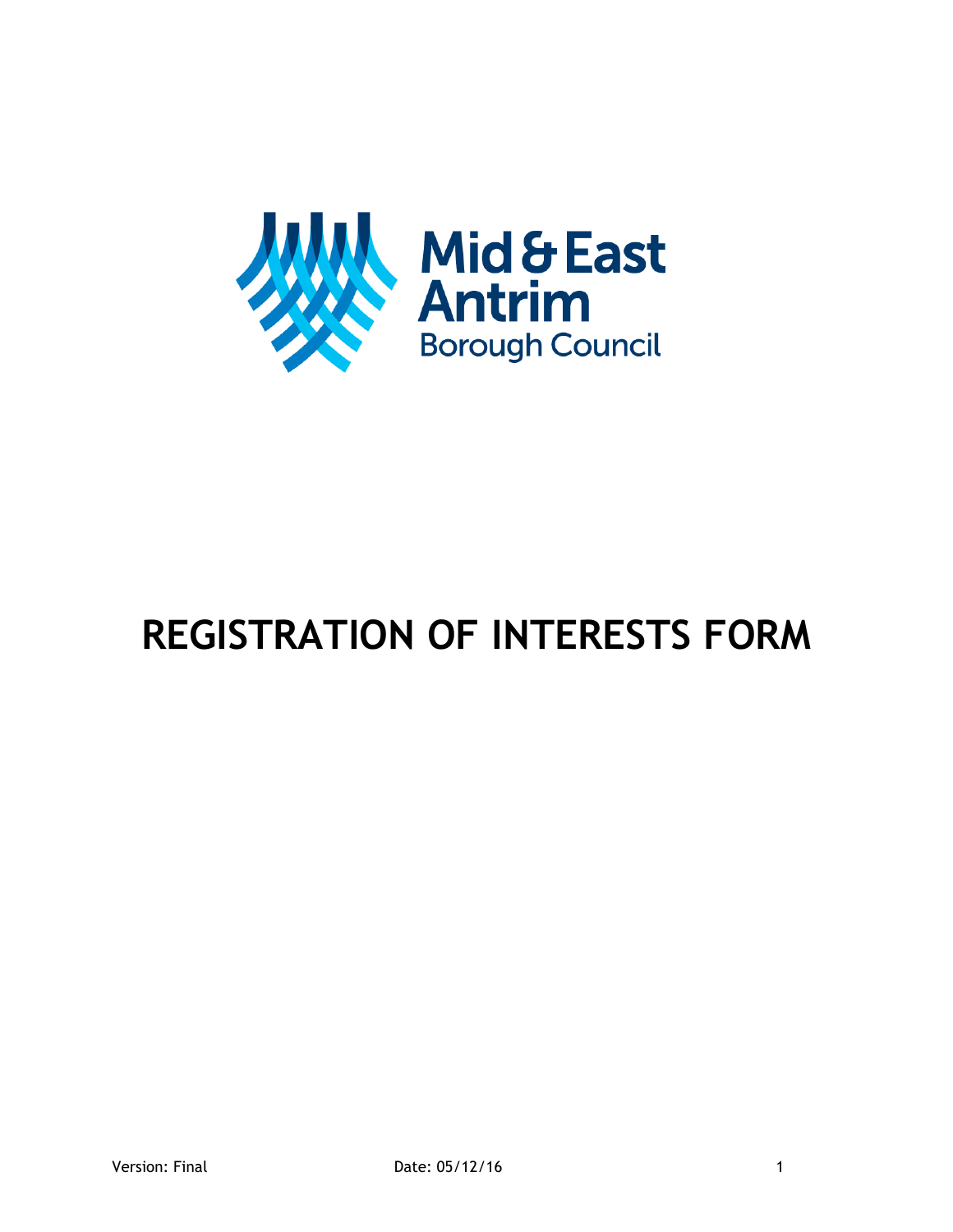Mid & East Antrim
Borough Council

# REGISTRATION OF INTERESTS FORM

Version: Final    Date: 05/12/16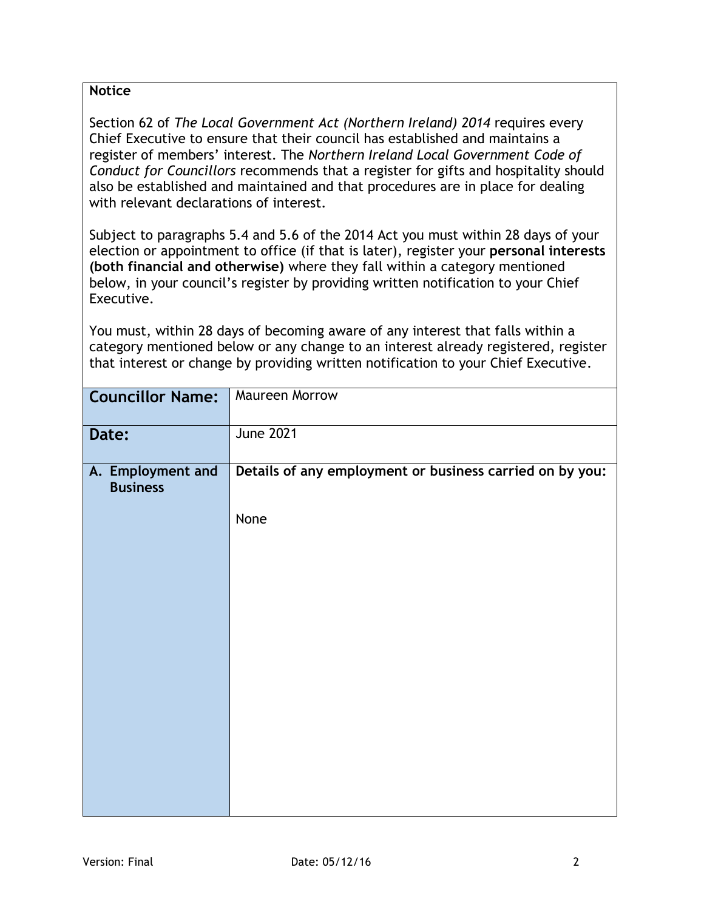**Notice**

Section 62 of *The Local Government Act (Northern Ireland) 2014* requires every Chief Executive to ensure that their council has established and maintains a register of members' interest. The *Northern Ireland Local Government Code of Conduct for Councillors* recommends that a register for gifts and hospitality should also be established and maintained and that procedures are in place for dealing with relevant declarations of interest.

Subject to paragraphs 5.4 and 5.6 of the 2014 Act you must within 28 days of your election or appointment to office (if that is later), register your **personal interests (both financial and otherwise)** where they fall within a category mentioned below, in your council's register by providing written notification to your Chief Executive.

You must, within 28 days of becoming aware of any interest that falls within a category mentioned below or any change to an interest already registered, register that interest or change by providing written notification to your Chief Executive.

| **Councillor Name:** | Maureen Morrow |
|---|---|
| **Date:** | June 2021 |
| **A. Employment and Business** | **Details of any employment or business carried on by you:**<br><br>None |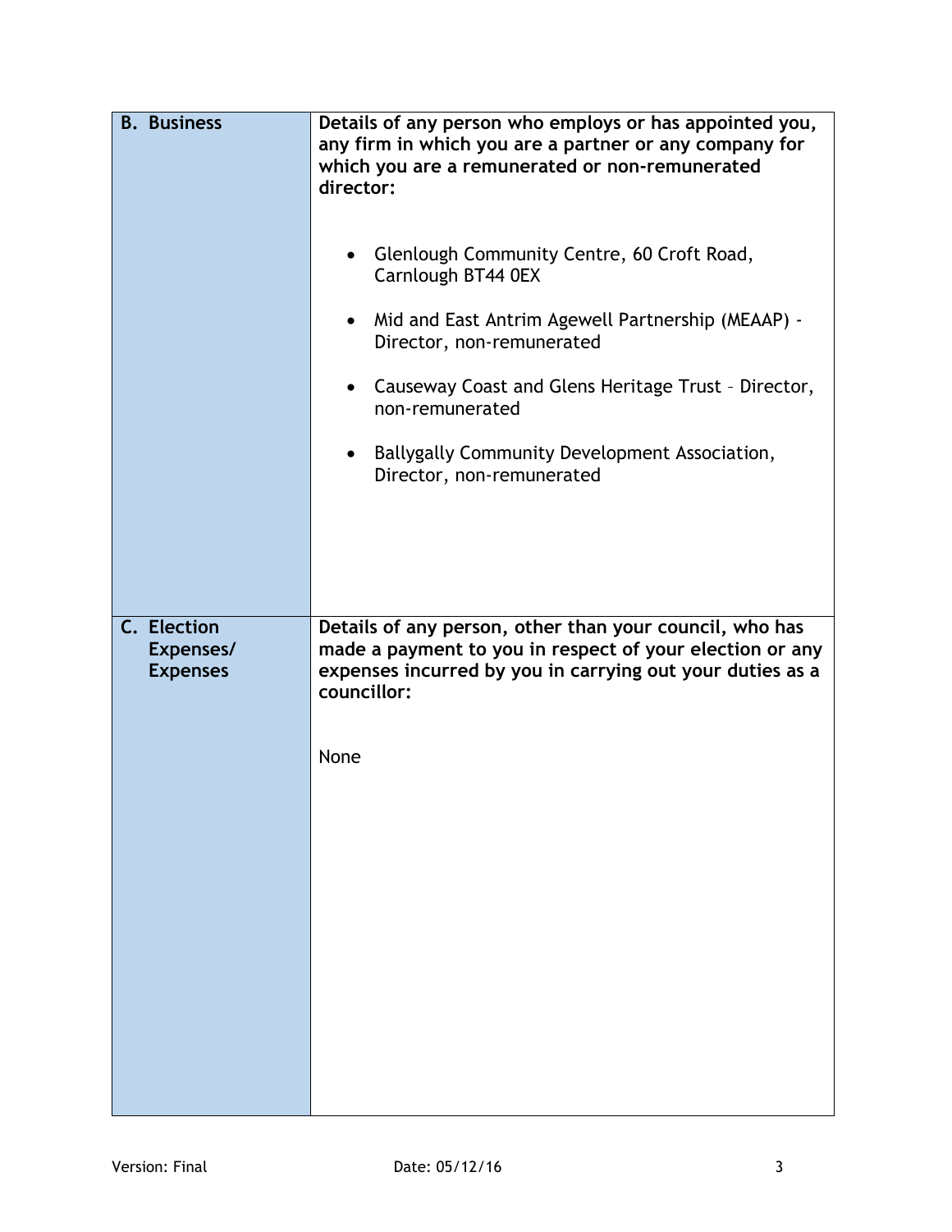| | |
|---|---|
| **B. Business** | **Details of any person who employs or has appointed you, any firm in which you are a partner or any company for which you are a remunerated or non-remunerated director:**<br><br>• Glenlough Community Centre, 60 Croft Road, Carnlough BT44 0EX<br>• Mid and East Antrim Agewell Partnership (MEAAP) - Director, non-remunerated<br>• Causeway Coast and Glens Heritage Trust – Director, non-remunerated<br>• Ballygally Community Development Association, Director, non-remunerated |
| **C. Election Expenses/ Expenses** | **Details of any person, other than your council, who has made a payment to you in respect of your election or any expenses incurred by you in carrying out your duties as a councillor:**<br><br>None |

Version: Final    Date: 05/12/16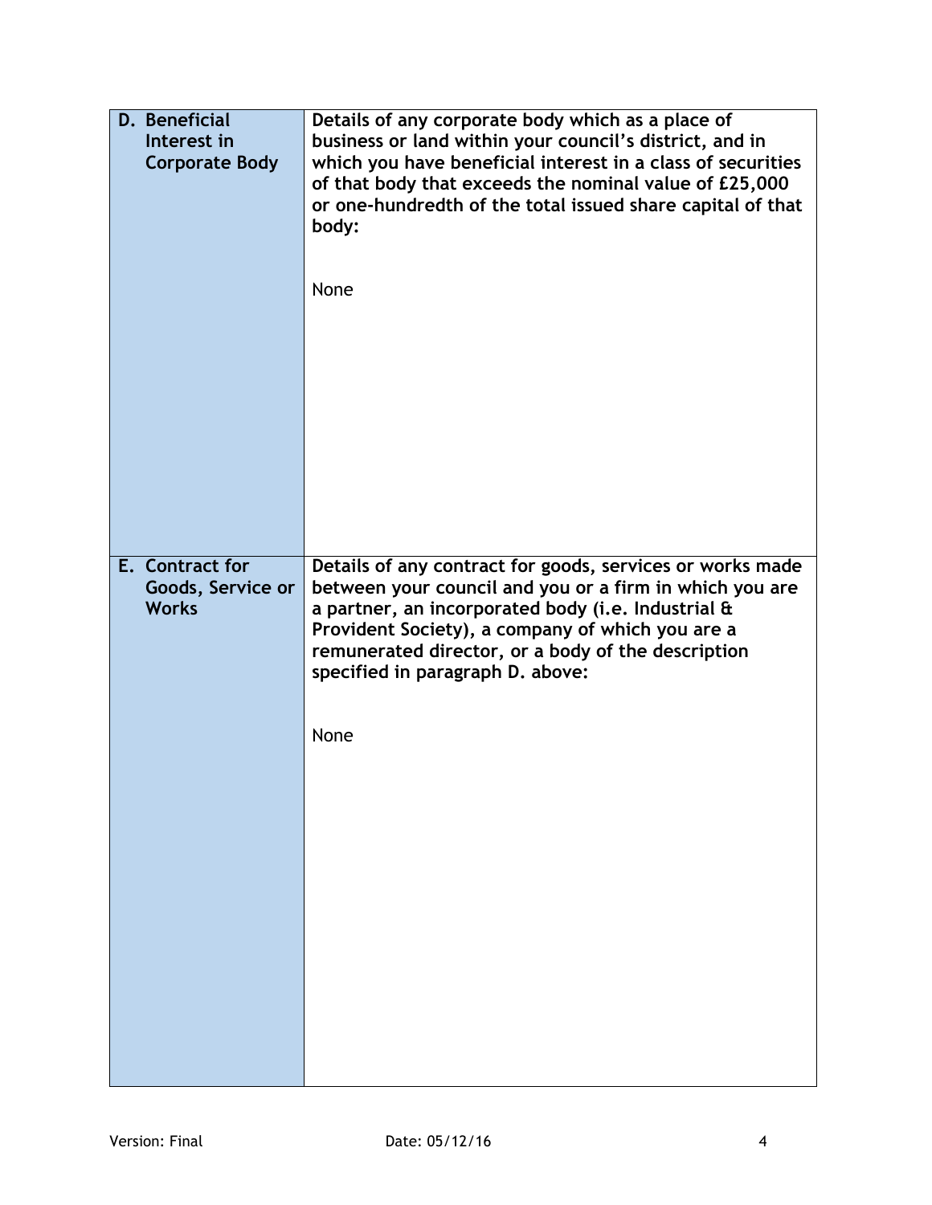| | |
|---|---|
| **D. Beneficial Interest in Corporate Body** | **Details of any corporate body which as a place of business or land within your council's district, and in which you have beneficial interest in a class of securities of that body that exceeds the nominal value of £25,000 or one-hundredth of the total issued share capital of that body:**<br><br>None |
| **E. Contract for Goods, Service or Works** | **Details of any contract for goods, services or works made between your council and you or a firm in which you are a partner, an incorporated body (i.e. Industrial & Provident Society), a company of which you are a remunerated director, or a body of the description specified in paragraph D. above:**<br><br>None |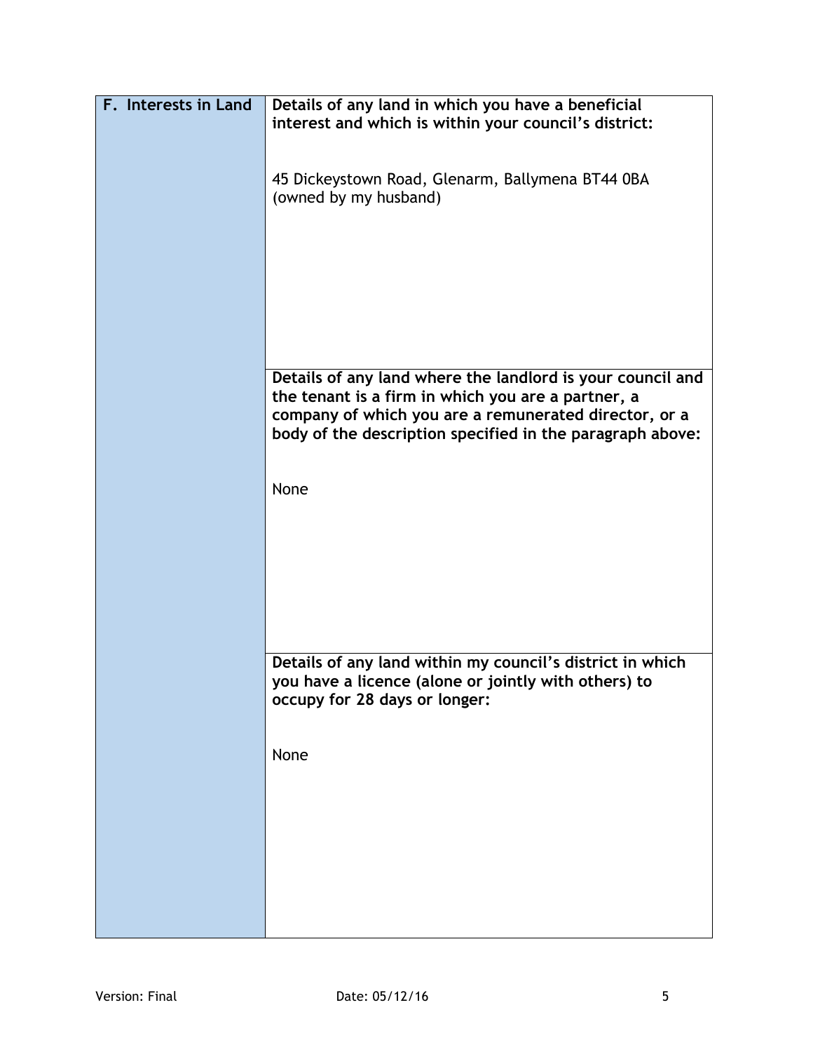| F. Interests in Land | **Details of any land in which you have a beneficial interest and which is within your council's district:**<br><br>45 Dickeystown Road, Glenarm, Ballymena BT44 0BA (owned by my husband) |
|---|---|
| | **Details of any land where the landlord is your council and the tenant is a firm in which you are a partner, a company of which you are a remunerated director, or a body of the description specified in the paragraph above:**<br><br>None |
| | **Details of any land within my council's district in which you have a licence (alone or jointly with others) to occupy for 28 days or longer:**<br><br>None |

Version: Final Date: 05/12/16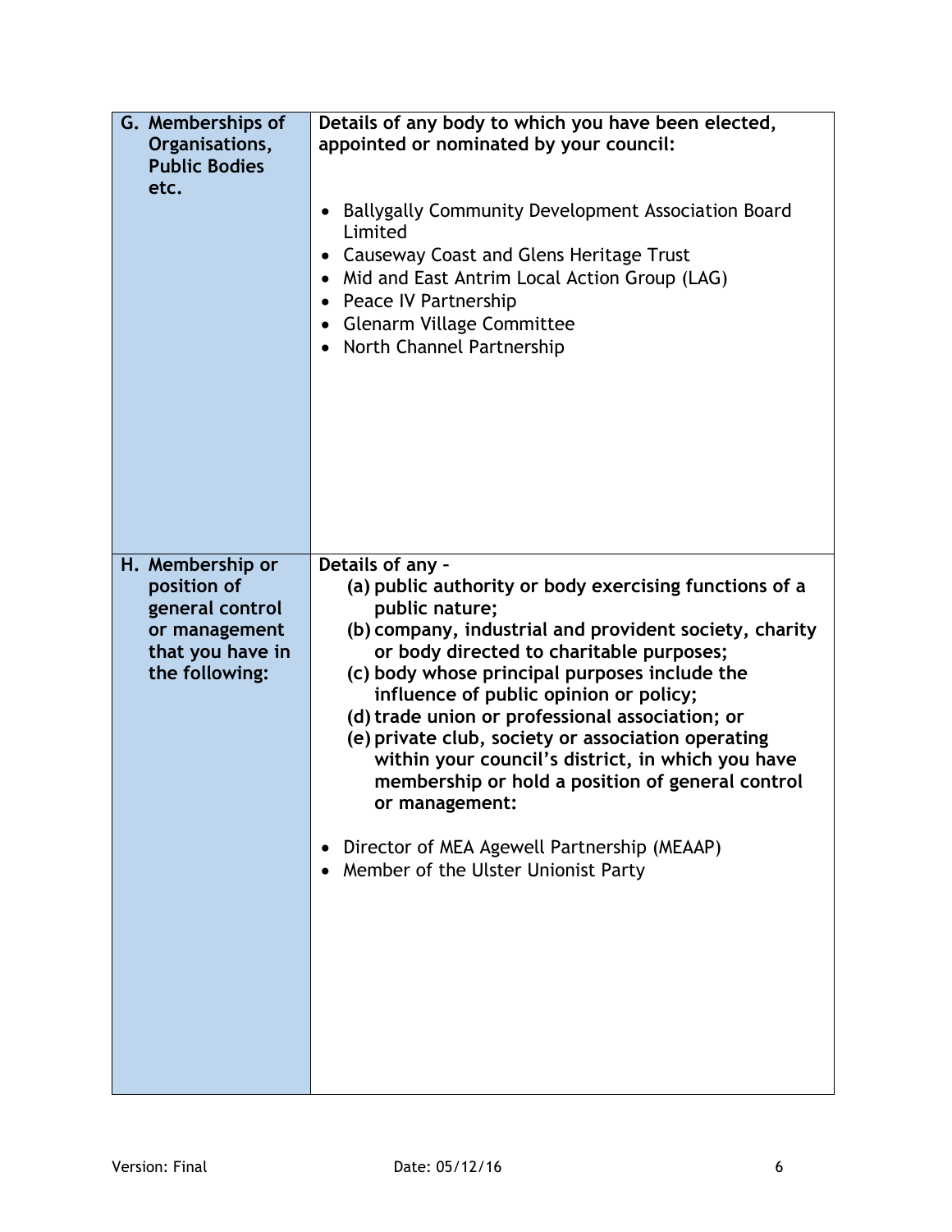| | |
|---|---|
| **G. Memberships of Organisations, Public Bodies etc.** | **Details of any body to which you have been elected, appointed or nominated by your council:**<br><br>• Ballygally Community Development Association Board Limited<br>• Causeway Coast and Glens Heritage Trust<br>• Mid and East Antrim Local Action Group (LAG)<br>• Peace IV Partnership<br>• Glenarm Village Committee<br>• North Channel Partnership |
| **H. Membership or position of general control or management that you have in the following:** | **Details of any –**<br>**(a) public authority or body exercising functions of a public nature;**<br>**(b) company, industrial and provident society, charity or body directed to charitable purposes;**<br>**(c) body whose principal purposes include the influence of public opinion or policy;**<br>**(d) trade union or professional association; or**<br>**(e) private club, society or association operating within your council's district, in which you have membership or hold a position of general control or management:**<br><br>• Director of MEA Agewell Partnership (MEAAP)<br>• Member of the Ulster Unionist Party |

Version: Final Date: 05/12/16